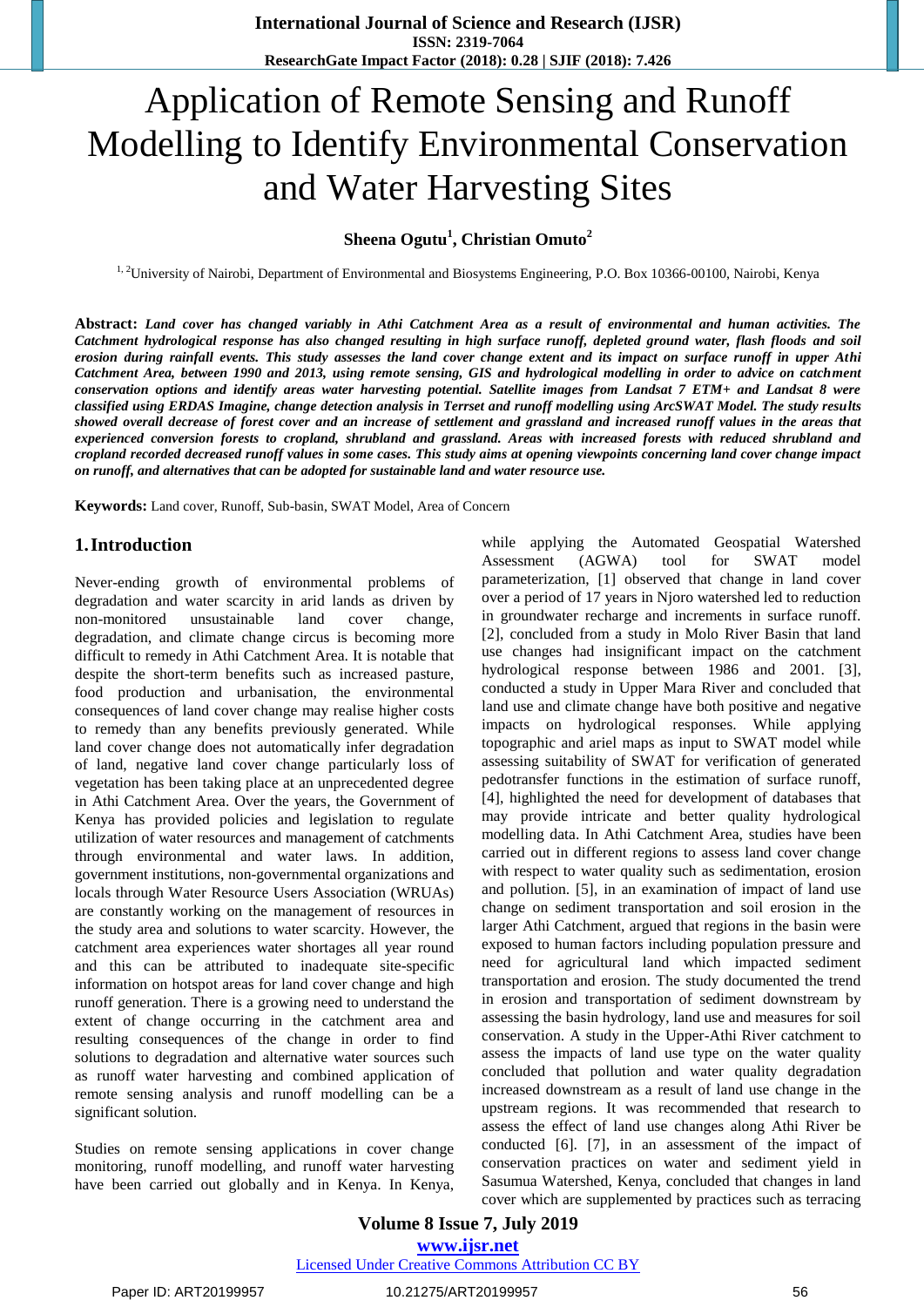# Application of Remote Sensing and Runoff Modelling to Identify Environmental Conservation and Water Harvesting Sites

**Sheena Ogutu[1], Christian Omuto[2]**

[1, 2]University of Nairobi, Department of Environmental and Biosystems Engineering, P.O. Box 10366-00100, Nairobi, Kenya

**Abstract:** ***Land cover has changed variably in Athi Catchment Area as a result of environmental and human activities. The Catchment hydrological response has also changed resulting in high surface runoff, depleted ground water, flash floods and soil erosion during rainfall events. This study assesses the land cover change extent and its impact on surface runoff in upper Athi Catchment Area, between 1990 and 2013, using remote sensing, GIS and hydrological modelling in order to advice on catchment conservation options and identify areas water harvesting potential. Satellite images from Landsat 7 ETM+ and Landsat 8 were classified using ERDAS Imagine, change detection analysis in Terrset and runoff modelling using ArcSWAT Model. The study results showed overall decrease of forest cover and an increase of settlement and grassland and increased runoff values in the areas that experienced conversion forests to cropland, shrubland and grassland. Areas with increased forests with reduced shrubland and cropland recorded decreased runoff values in some cases. This study aims at opening viewpoints concerning land cover change impact on runoff, and alternatives that can be adopted for sustainable land and water resource use.***

**Keywords:** Land cover, Runoff, Sub-basin, SWAT Model, Area of Concern

## 1. Introduction

Never-ending growth of environmental problems of degradation and water scarcity in arid lands as driven by non-monitored unsustainable land cover change, degradation, and climate change circus is becoming more difficult to remedy in Athi Catchment Area. It is notable that despite the short-term benefits such as increased pasture, food production and urbanisation, the environmental consequences of land cover change may realise higher costs to remedy than any benefits previously generated. While land cover change does not automatically infer degradation of land, negative land cover change particularly loss of vegetation has been taking place at an unprecedented degree in Athi Catchment Area. Over the years, the Government of Kenya has provided policies and legislation to regulate utilization of water resources and management of catchments through environmental and water laws. In addition, government institutions, non-governmental organizations and locals through Water Resource Users Association (WRUAs) are constantly working on the management of resources in the study area and solutions to water scarcity. However, the catchment area experiences water shortages all year round and this can be attributed to inadequate site-specific information on hotspot areas for land cover change and high runoff generation. There is a growing need to understand the extent of change occurring in the catchment area and resulting consequences of the change in order to find solutions to degradation and alternative water sources such as runoff water harvesting and combined application of remote sensing analysis and runoff modelling can be a significant solution.

Studies on remote sensing applications in cover change monitoring, runoff modelling, and runoff water harvesting have been carried out globally and in Kenya. In Kenya, while applying the Automated Geospatial Watershed Assessment (AGWA) tool for SWAT model parameterization, [1] observed that change in land cover over a period of 17 years in Njoro watershed led to reduction in groundwater recharge and increments in surface runoff. [2], concluded from a study in Molo River Basin that land use changes had insignificant impact on the catchment hydrological response between 1986 and 2001. [3], conducted a study in Upper Mara River and concluded that land use and climate change have both positive and negative impacts on hydrological responses. While applying topographic and ariel maps as input to SWAT model while assessing suitability of SWAT for verification of generated pedotransfer functions in the estimation of surface runoff, [4], highlighted the need for development of databases that may provide intricate and better quality hydrological modelling data. In Athi Catchment Area, studies have been carried out in different regions to assess land cover change with respect to water quality such as sedimentation, erosion and pollution. [5], in an examination of impact of land use change on sediment transportation and soil erosion in the larger Athi Catchment, argued that regions in the basin were exposed to human factors including population pressure and need for agricultural land which impacted sediment transportation and erosion. The study documented the trend in erosion and transportation of sediment downstream by assessing the basin hydrology, land use and measures for soil conservation. A study in the Upper-Athi River catchment to assess the impacts of land use type on the water quality concluded that pollution and water quality degradation increased downstream as a result of land use change in the upstream regions. It was recommended that research to assess the effect of land use changes along Athi River be conducted [6]. [7], in an assessment of the impact of conservation practices on water and sediment yield in Sasumua Watershed, Kenya, concluded that changes in land cover which are supplemented by practices such as terracing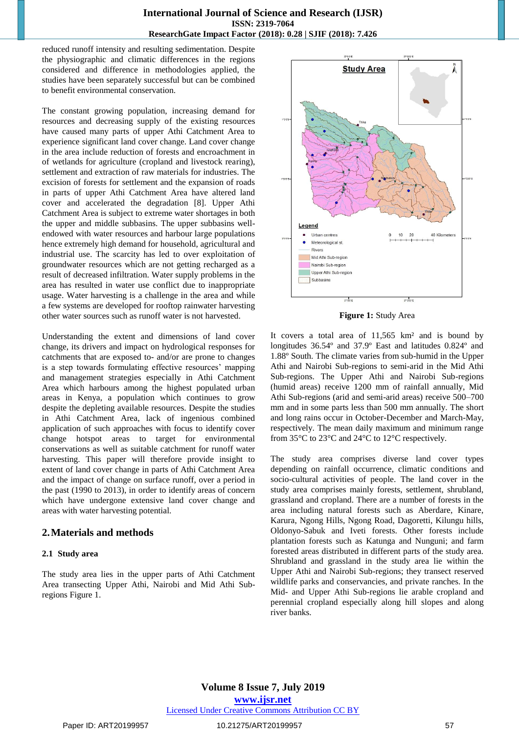reduced runoff intensity and resulting sedimentation. Despite the physiographic and climatic differences in the regions considered and difference in methodologies applied, the studies have been separately successful but can be combined to benefit environmental conservation.

The constant growing population, increasing demand for resources and decreasing supply of the existing resources have caused many parts of upper Athi Catchment Area to experience significant land cover change. Land cover change in the area include reduction of forests and encroachment in of wetlands for agriculture (cropland and livestock rearing), settlement and extraction of raw materials for industries. The excision of forests for settlement and the expansion of roads in parts of upper Athi Catchment Area have altered land cover and accelerated the degradation [8]. Upper Athi Catchment Area is subject to extreme water shortages in both the upper and middle subbasins. The upper subbasins well-endowed with water resources and harbour large populations hence extremely high demand for household, agricultural and industrial use. The scarcity has led to over exploitation of groundwater resources which are not getting recharged as a result of decreased infiltration. Water supply problems in the area has resulted in water use conflict due to inappropriate usage. Water harvesting is a challenge in the area and while a few systems are developed for rooftop rainwater harvesting other water sources such as runoff water is not harvested.

Understanding the extent and dimensions of land cover change, its drivers and impact on hydrological responses for catchments that are exposed to- and/or are prone to changes is a step towards formulating effective resources' mapping and management strategies especially in Athi Catchment Area which harbours among the highest populated urban areas in Kenya, a population which continues to grow despite the depleting available resources. Despite the studies in Athi Catchment Area, lack of ingenious combined application of such approaches with focus to identify cover change hotspot areas to target for environmental conservations as well as suitable catchment for runoff water harvesting. This paper will therefore provide insight to extent of land cover change in parts of Athi Catchment Area and the impact of change on surface runoff, over a period in the past (1990 to 2013), in order to identify areas of concern which have undergone extensive land cover change and areas with water harvesting potential.

## 2. Materials and methods

### 2.1 Study area

The study area lies in the upper parts of Athi Catchment Area transecting Upper Athi, Nairobi and Mid Athi Sub-regions Figure 1.

**Figure 1:** Study Area

It covers a total area of 11,565 km² and is bound by longitudes 36.54º and 37.9º East and latitudes 0.824º and 1.88º South. The climate varies from sub-humid in the Upper Athi and Nairobi Sub-regions to semi-arid in the Mid Athi Sub-regions. The Upper Athi and Nairobi Sub-regions (humid areas) receive 1200 mm of rainfall annually, Mid Athi Sub-regions (arid and semi-arid areas) receive 500–700 mm and in some parts less than 500 mm annually. The short and long rains occur in October-December and March-May, respectively. The mean daily maximum and minimum range from 35°C to 23°C and 24°C to 12°C respectively.

The study area comprises diverse land cover types depending on rainfall occurrence, climatic conditions and socio-cultural activities of people. The land cover in the study area comprises mainly forests, settlement, shrubland, grassland and cropland. There are a number of forests in the area including natural forests such as Aberdare, Kinare, Karura, Ngong Hills, Ngong Road, Dagoretti, Kilungu hills, Oldonyo-Sabuk and Iveti forests. Other forests include plantation forests such as Katunga and Nunguni; and farm forested areas distributed in different parts of the study area. Shrubland and grassland in the study area lie within the Upper Athi and Nairobi Sub-regions; they transect reserved wildlife parks and conservancies, and private ranches. In the Mid- and Upper Athi Sub-regions lie arable cropland and perennial cropland especially along hill slopes and along river banks.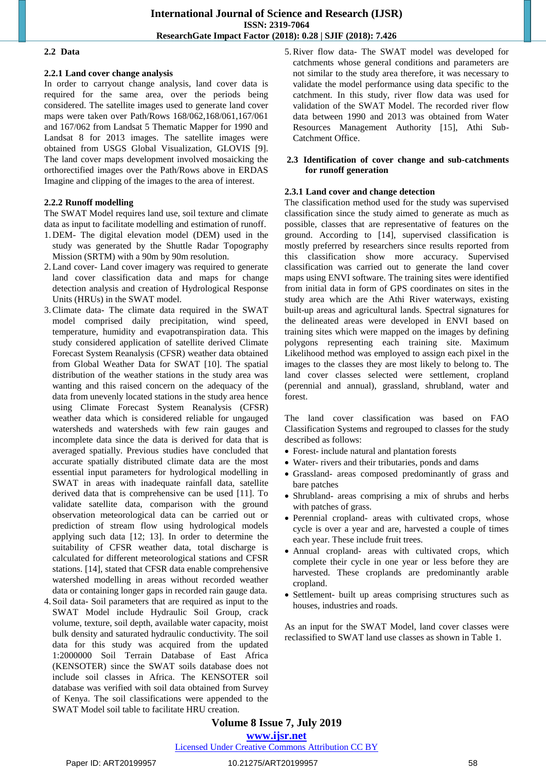## 2.2 Data

### 2.2.1 Land cover change analysis

In order to carryout change analysis, land cover data is required for the same area, over the periods being considered. The satellite images used to generate land cover maps were taken over Path/Rows 168/062,168/061,167/061 and 167/062 from Landsat 5 Thematic Mapper for 1990 and Landsat 8 for 2013 images. The satellite images were obtained from USGS Global Visualization, GLOVIS [9]. The land cover maps development involved mosaicking the orthorectified images over the Path/Rows above in ERDAS Imagine and clipping of the images to the area of interest.

### 2.2.2 Runoff modelling

The SWAT Model requires land use, soil texture and climate data as input to facilitate modelling and estimation of runoff.

1. DEM- The digital elevation model (DEM) used in the study was generated by the Shuttle Radar Topography Mission (SRTM) with a 90m by 90m resolution.
2. Land cover- Land cover imagery was required to generate land cover classification data and maps for change detection analysis and creation of Hydrological Response Units (HRUs) in the SWAT model.
3. Climate data- The climate data required in the SWAT model comprised daily precipitation, wind speed, temperature, humidity and evapotranspiration data. This study considered application of satellite derived Climate Forecast System Reanalysis (CFSR) weather data obtained from Global Weather Data for SWAT [10]. The spatial distribution of the weather stations in the study area was wanting and this raised concern on the adequacy of the data from unevenly located stations in the study area hence using Climate Forecast System Reanalysis (CFSR) weather data which is considered reliable for ungauged watersheds and watersheds with few rain gauges and incomplete data since the data is derived for data that is averaged spatially. Previous studies have concluded that accurate spatially distributed climate data are the most essential input parameters for hydrological modelling in SWAT in areas with inadequate rainfall data, satellite derived data that is comprehensive can be used [11]. To validate satellite data, comparison with the ground observation meteorological data can be carried out or prediction of stream flow using hydrological models applying such data [12; 13]. In order to determine the suitability of CFSR weather data, total discharge is calculated for different meteorological stations and CFSR stations. [14], stated that CFSR data enable comprehensive watershed modelling in areas without recorded weather data or containing longer gaps in recorded rain gauge data.
4. Soil data- Soil parameters that are required as input to the SWAT Model include Hydraulic Soil Group, crack volume, texture, soil depth, available water capacity, moist bulk density and saturated hydraulic conductivity. The soil data for this study was acquired from the updated 1:2000000 Soil Terrain Database of East Africa (KENSOTER) since the SWAT soils database does not include soil classes in Africa. The KENSOTER soil database was verified with soil data obtained from Survey of Kenya. The soil classifications were appended to the SWAT Model soil table to facilitate HRU creation.
5. River flow data- The SWAT model was developed for catchments whose general conditions and parameters are not similar to the study area therefore, it was necessary to validate the model performance using data specific to the catchment. In this study, river flow data was used for validation of the SWAT Model. The recorded river flow data between 1990 and 2013 was obtained from Water Resources Management Authority [15], Athi Sub-Catchment Office.

## 2.3 Identification of cover change and sub-catchments for runoff generation

### 2.3.1 Land cover and change detection

The classification method used for the study was supervised classification since the study aimed to generate as much as possible, classes that are representative of features on the ground. According to [14], supervised classification is mostly preferred by researchers since results reported from this classification show more accuracy. Supervised classification was carried out to generate the land cover maps using ENVI software. The training sites were identified from initial data in form of GPS coordinates on sites in the study area which are the Athi River waterways, existing built-up areas and agricultural lands. Spectral signatures for the delineated areas were developed in ENVI based on training sites which were mapped on the images by defining polygons representing each training site. Maximum Likelihood method was employed to assign each pixel in the images to the classes they are most likely to belong to. The land cover classes selected were settlement, cropland (perennial and annual), grassland, shrubland, water and forest.

The land cover classification was based on FAO Classification Systems and regrouped to classes for the study described as follows:

- Forest- include natural and plantation forests
- Water- rivers and their tributaries, ponds and dams
- Grassland- areas composed predominantly of grass and bare patches
- Shrubland- areas comprising a mix of shrubs and herbs with patches of grass.
- Perennial cropland- areas with cultivated crops, whose cycle is over a year and are, harvested a couple of times each year. These include fruit trees.
- Annual cropland- areas with cultivated crops, which complete their cycle in one year or less before they are harvested. These croplands are predominantly arable cropland.
- Settlement- built up areas comprising structures such as houses, industries and roads.

As an input for the SWAT Model, land cover classes were reclassified to SWAT land use classes as shown in Table 1.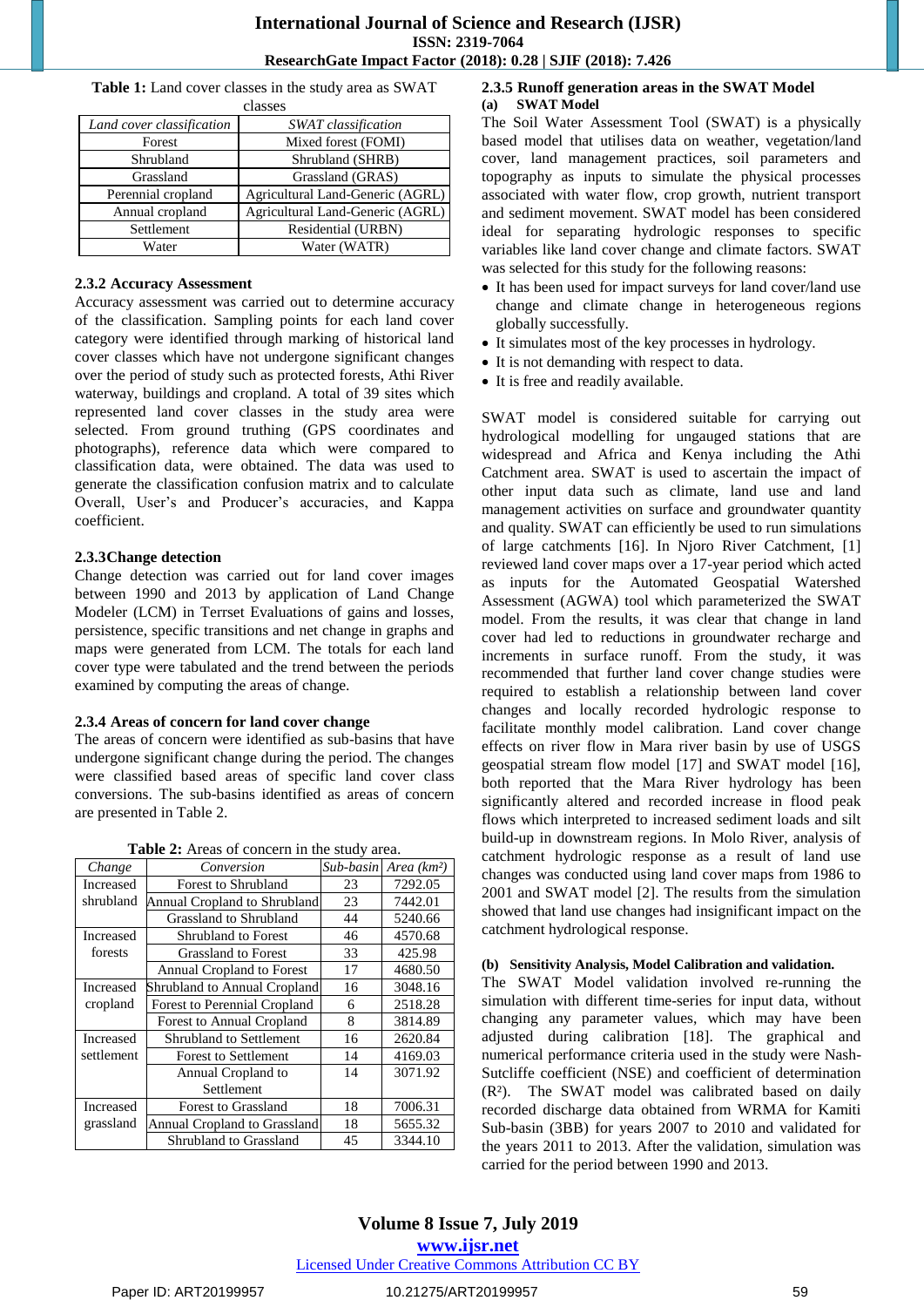**Table 1:** Land cover classes in the study area as SWAT classes

| *Land cover classification* | *SWAT classification* |
|---|---|
| Forest | Mixed forest (FOMI) |
| Shrubland | Shrubland (SHRB) |
| Grassland | Grassland (GRAS) |
| Perennial cropland | Agricultural Land-Generic (AGRL) |
| Annual cropland | Agricultural Land-Generic (AGRL) |
| Settlement | Residential (URBN) |
| Water | Water (WATR) |

### 2.3.2 Accuracy Assessment

Accuracy assessment was carried out to determine accuracy of the classification. Sampling points for each land cover category were identified through marking of historical land cover classes which have not undergone significant changes over the period of study such as protected forests, Athi River waterway, buildings and cropland. A total of 39 sites which represented land cover classes in the study area were selected. From ground truthing (GPS coordinates and photographs), reference data which were compared to classification data, were obtained. The data was used to generate the classification confusion matrix and to calculate Overall, User's and Producer's accuracies, and Kappa coefficient.

### 2.3.3Change detection

Change detection was carried out for land cover images between 1990 and 2013 by application of Land Change Modeler (LCM) in Terrset Evaluations of gains and losses, persistence, specific transitions and net change in graphs and maps were generated from LCM. The totals for each land cover type were tabulated and the trend between the periods examined by computing the areas of change.

### 2.3.4 Areas of concern for land cover change

The areas of concern were identified as sub-basins that have undergone significant change during the period. The changes were classified based areas of specific land cover class conversions. The sub-basins identified as areas of concern are presented in Table 2.

**Table 2:** Areas of concern in the study area.

| *Change* | *Conversion* | *Sub-basin* | *Area (km²)* |
|---|---|---|---|
| Increased shrubland | Forest to Shrubland | 23 | 7292.05 |
| | Annual Cropland to Shrubland | 23 | 7442.01 |
| | Grassland to Shrubland | 44 | 5240.66 |
| Increased forests | Shrubland to Forest | 46 | 4570.68 |
| | Grassland to Forest | 33 | 425.98 |
| | Annual Cropland to Forest | 17 | 4680.50 |
| Increased cropland | Shrubland to Annual Cropland | 16 | 3048.16 |
| | Forest to Perennial Cropland | 6 | 2518.28 |
| | Forest to Annual Cropland | 8 | 3814.89 |
| Increased settlement | Shrubland to Settlement | 16 | 2620.84 |
| | Forest to Settlement | 14 | 4169.03 |
| | Annual Cropland to Settlement | 14 | 3071.92 |
| Increased grassland | Forest to Grassland | 18 | 7006.31 |
| | Annual Cropland to Grassland | 18 | 5655.32 |
| | Shrubland to Grassland | 45 | 3344.10 |

### 2.3.5 Runoff generation areas in the SWAT Model

**(a) SWAT Model**

The Soil Water Assessment Tool (SWAT) is a physically based model that utilises data on weather, vegetation/land cover, land management practices, soil parameters and topography as inputs to simulate the physical processes associated with water flow, crop growth, nutrient transport and sediment movement. SWAT model has been considered ideal for separating hydrologic responses to specific variables like land cover change and climate factors. SWAT was selected for this study for the following reasons:

- It has been used for impact surveys for land cover/land use change and climate change in heterogeneous regions globally successfully.
- It simulates most of the key processes in hydrology.
- It is not demanding with respect to data.
- It is free and readily available.

SWAT model is considered suitable for carrying out hydrological modelling for ungauged stations that are widespread and Africa and Kenya including the Athi Catchment area. SWAT is used to ascertain the impact of other input data such as climate, land use and land management activities on surface and groundwater quantity and quality. SWAT can efficiently be used to run simulations of large catchments [16]. In Njoro River Catchment, [1] reviewed land cover maps over a 17-year period which acted as inputs for the Automated Geospatial Watershed Assessment (AGWA) tool which parameterized the SWAT model. From the results, it was clear that change in land cover had led to reductions in groundwater recharge and increments in surface runoff. From the study, it was recommended that further land cover change studies were required to establish a relationship between land cover changes and locally recorded hydrologic response to facilitate monthly model calibration. Land cover change effects on river flow in Mara river basin by use of USGS geospatial stream flow model [17] and SWAT model [16], both reported that the Mara River hydrology has been significantly altered and recorded increase in flood peak flows which interpreted to increased sediment loads and silt build-up in downstream regions. In Molo River, analysis of catchment hydrologic response as a result of land use changes was conducted using land cover maps from 1986 to 2001 and SWAT model [2]. The results from the simulation showed that land use changes had insignificant impact on the catchment hydrological response.

**(b) Sensitivity Analysis, Model Calibration and validation.**

The SWAT Model validation involved re-running the simulation with different time-series for input data, without changing any parameter values, which may have been adjusted during calibration [18]. The graphical and numerical performance criteria used in the study were Nash-Sutcliffe coefficient (NSE) and coefficient of determination ($R^2$). The SWAT model was calibrated based on daily recorded discharge data obtained from WRMA for Kamiti Sub-basin (3BB) for years 2007 to 2010 and validated for the years 2011 to 2013. After the validation, simulation was carried for the period between 1990 and 2013.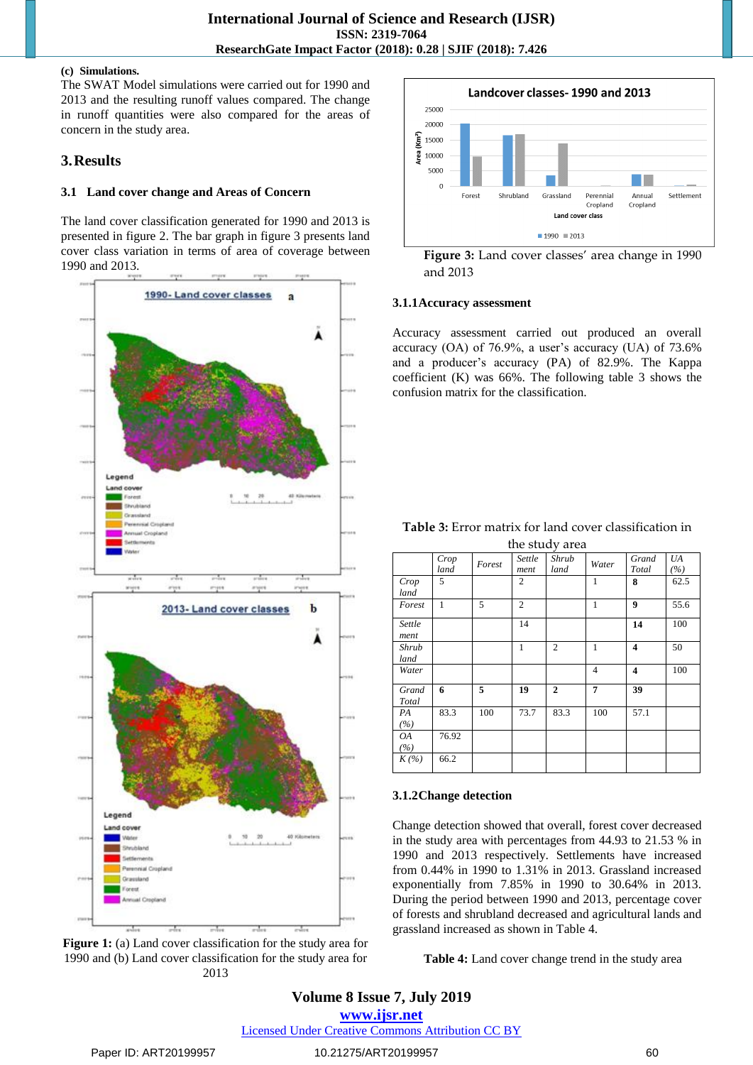**(c) Simulations.**

The SWAT Model simulations were carried out for 1990 and 2013 and the resulting runoff values compared. The change in runoff quantities were also compared for the areas of concern in the study area.

## 3. Results

### 3.1 Land cover change and Areas of Concern

The land cover classification generated for 1990 and 2013 is presented in figure 2. The bar graph in figure 3 presents land cover class variation in terms of area of coverage between 1990 and 2013.

**Figure 1:** (a) Land cover classification for the study area for 1990 and (b) Land cover classification for the study area for 2013

**Figure 3:** Land cover classes' area change in 1990 and 2013

#### 3.1.1 Accuracy assessment

Accuracy assessment carried out produced an overall accuracy (OA) of 76.9%, a user's accuracy (UA) of 73.6% and a producer's accuracy (PA) of 82.9%. The Kappa coefficient (K) was 66%. The following table 3 shows the confusion matrix for the classification.

**Table 3:** Error matrix for land cover classification in the study area

| | *Crop land* | *Forest* | *Settle ment* | *Shrub land* | *Water* | *Grand Total* | *UA (%)* |
|---|---|---|---|---|---|---|---|
| *Crop land* | 5 | | 2 | | 1 | **8** | 62.5 |
| *Forest* | 1 | 5 | 2 | | 1 | **9** | 55.6 |
| *Settle ment* | | | 14 | | | **14** | 100 |
| *Shrub land* | | | 1 | 2 | 1 | **4** | 50 |
| *Water* | | | | | 4 | **4** | 100 |
| *Grand Total* | **6** | **5** | **19** | **2** | **7** | **39** | |
| *PA (%)* | 83.3 | 100 | 73.7 | 83.3 | 100 | 57.1 | |
| *OA (%)* | 76.92 | | | | | | |
| *K (%)* | 66.2 | | | | | | |

#### 3.1.2 Change detection

Change detection showed that overall, forest cover decreased in the study area with percentages from 44.93 to 21.53 % in 1990 and 2013 respectively. Settlements have increased from 0.44% in 1990 to 1.31% in 2013. Grassland increased exponentially from 7.85% in 1990 to 30.64% in 2013. During the period between 1990 and 2013, percentage cover of forests and shrubland decreased and agricultural lands and grassland increased as shown in Table 4.

**Table 4:** Land cover change trend in the study area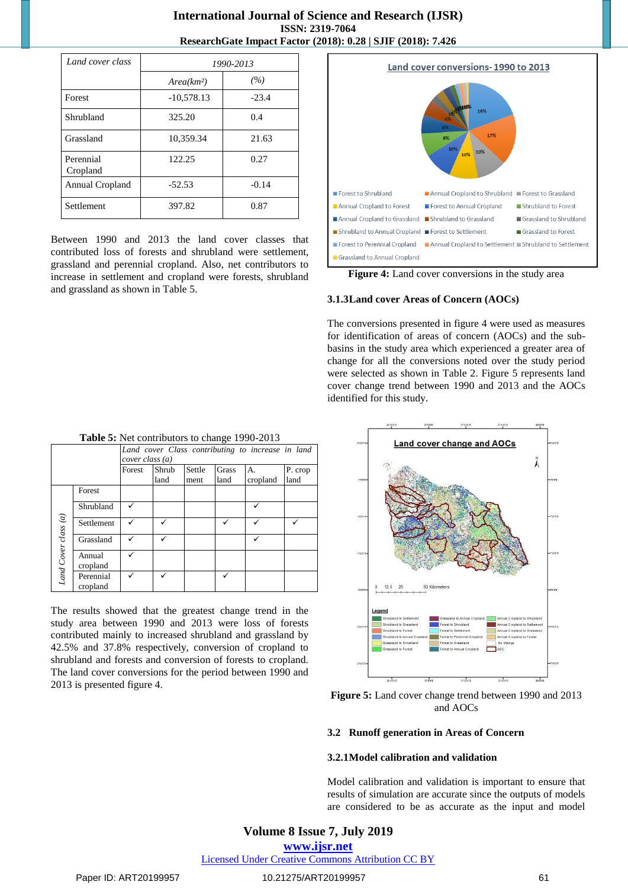| Land cover class | 1990-2013 | |
|---|---|---|
| | *Area(km²)* | *(%)* |
| Forest | -10,578.13 | -23.4 |
| Shrubland | 325.20 | 0.4 |
| Grassland | 10,359.34 | 21.63 |
| Perennial Cropland | 122.25 | 0.27 |
| Annual Cropland | -52.53 | -0.14 |
| Settlement | 397.82 | 0.87 |

Between 1990 and 2013 the land cover classes that contributed loss of forests and shrubland were settlement, grassland and perennial cropland. Also, net contributors to increase in settlement and cropland were forests, shrubland and grassland as shown in Table 5.

**Table 5:** Net contributors to change 1990-2013

| | | *Land cover Class contributing to increase in land cover class (a)* | | | | | |
|---|---|---|---|---|---|---|---|
| | | Forest | Shrub land | Settle ment | Grass land | A. cropland | P. crop land |
| *Land Cover class (a)* | Forest | | | | | | |
| | Shrubland | ✓ | | | | ✓ | |
| | Settlement | ✓ | ✓ | | ✓ | ✓ | ✓ |
| | Grassland | ✓ | ✓ | | | ✓ | |
| | Annual cropland | ✓ | | | | | |
| | Perennial cropland | ✓ | ✓ | | ✓ | | |

The results showed that the greatest change trend in the study area between 1990 and 2013 were loss of forests contributed mainly to increased shrubland and grassland by 42.5% and 37.8% respectively, conversion of cropland to shrubland and forests and conversion of forests to cropland. The land cover conversions for the period between 1990 and 2013 is presented figure 4.

**Figure 4:** Land cover conversions in the study area

### 3.1.3 Land cover Areas of Concern (AOCs)

The conversions presented in figure 4 were used as measures for identification of areas of concern (AOCs) and the sub-basins in the study area which experienced a greater area of change for all the conversions noted over the study period were selected as shown in Table 2. Figure 5 represents land cover change trend between 1990 and 2013 and the AOCs identified for this study.

**Figure 5:** Land cover change trend between 1990 and 2013 and AOCs

## 3.2 Runoff generation in Areas of Concern

### 3.2.1 Model calibration and validation

Model calibration and validation is important to ensure that results of simulation are accurate since the outputs of models are considered to be as accurate as the input and model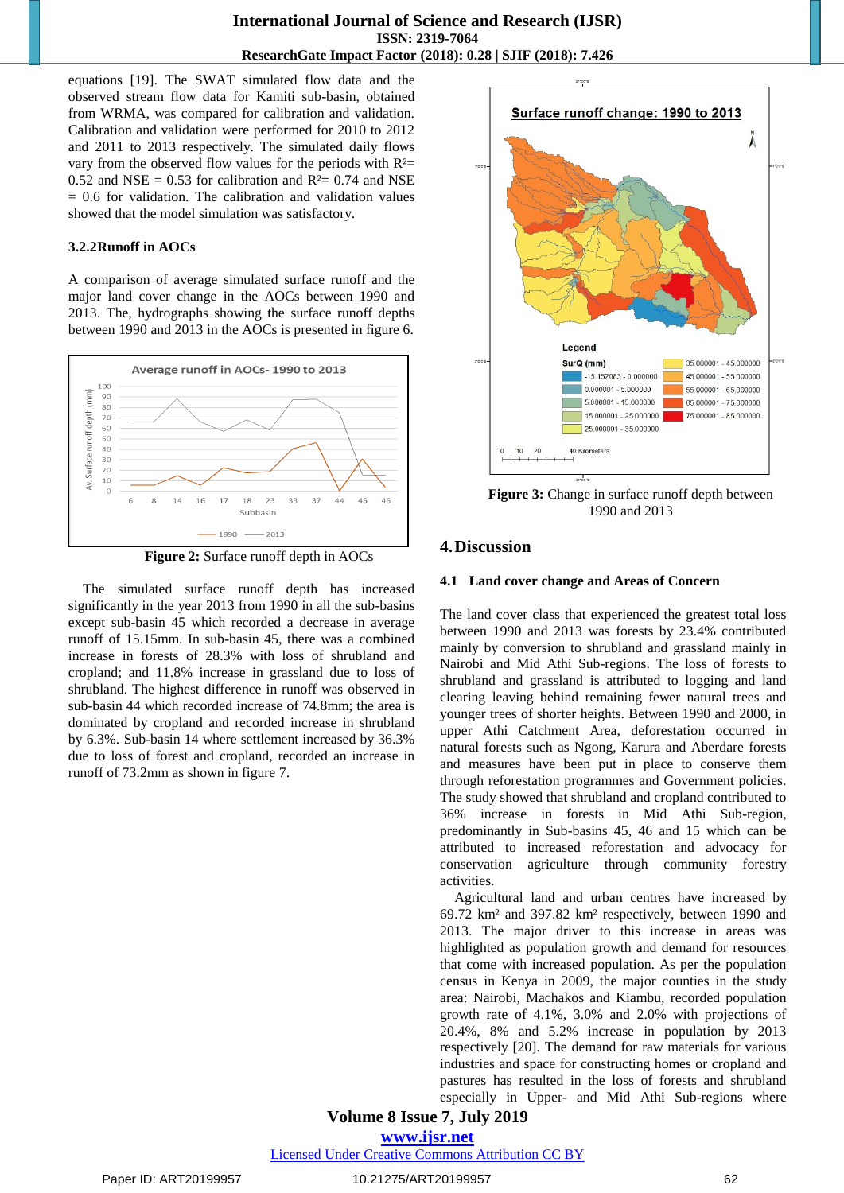equations [19]. The SWAT simulated flow data and the observed stream flow data for Kamiti sub-basin, obtained from WRMA, was compared for calibration and validation. Calibration and validation were performed for 2010 to 2012 and 2011 to 2013 respectively. The simulated daily flows vary from the observed flow values for the periods with $R^2$= 0.52 and NSE = 0.53 for calibration and $R^2$= 0.74 and NSE = 0.6 for validation. The calibration and validation values showed that the model simulation was satisfactory.

### 3.2.2 Runoff in AOCs

A comparison of average simulated surface runoff and the major land cover change in the AOCs between 1990 and 2013. The, hydrographs showing the surface runoff depths between 1990 and 2013 in the AOCs is presented in figure 6.

**Figure 2:** Surface runoff depth in AOCs

The simulated surface runoff depth has increased significantly in the year 2013 from 1990 in all the sub-basins except sub-basin 45 which recorded a decrease in average runoff of 15.15mm. In sub-basin 45, there was a combined increase in forests of 28.3% with loss of shrubland and cropland; and 11.8% increase in grassland due to loss of shrubland. The highest difference in runoff was observed in sub-basin 44 which recorded increase of 74.8mm; the area is dominated by cropland and recorded increase in shrubland by 6.3%. Sub-basin 14 where settlement increased by 36.3% due to loss of forest and cropland, recorded an increase in runoff of 73.2mm as shown in figure 7.

**Figure 3:** Change in surface runoff depth between 1990 and 2013

## 4. Discussion

### 4.1 Land cover change and Areas of Concern

The land cover class that experienced the greatest total loss between 1990 and 2013 was forests by 23.4% contributed mainly by conversion to shrubland and grassland mainly in Nairobi and Mid Athi Sub-regions. The loss of forests to shrubland and grassland is attributed to logging and land clearing leaving behind remaining fewer natural trees and younger trees of shorter heights. Between 1990 and 2000, in upper Athi Catchment Area, deforestation occurred in natural forests such as Ngong, Karura and Aberdare forests and measures have been put in place to conserve them through reforestation programmes and Government policies. The study showed that shrubland and cropland contributed to 36% increase in forests in Mid Athi Sub-region, predominantly in Sub-basins 45, 46 and 15 which can be attributed to increased reforestation and advocacy for conservation agriculture through community forestry activities.

Agricultural land and urban centres have increased by 69.72 km² and 397.82 km² respectively, between 1990 and 2013. The major driver to this increase in areas was highlighted as population growth and demand for resources that come with increased population. As per the population census in Kenya in 2009, the major counties in the study area: Nairobi, Machakos and Kiambu, recorded population growth rate of 4.1%, 3.0% and 2.0% with projections of 20.4%, 8% and 5.2% increase in population by 2013 respectively [20]. The demand for raw materials for various industries and space for constructing homes or cropland and pastures has resulted in the loss of forests and shrubland especially in Upper- and Mid Athi Sub-regions where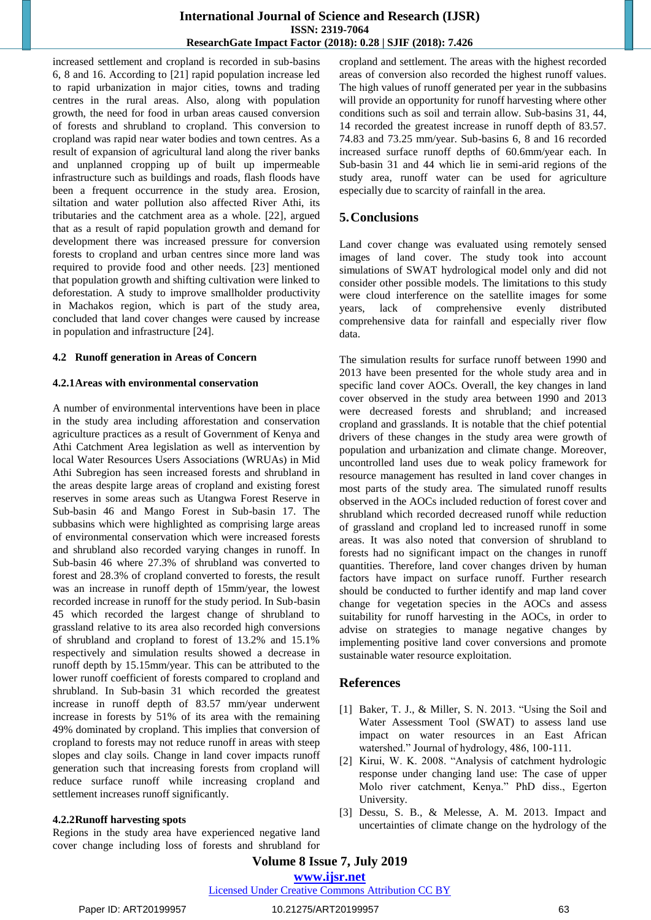increased settlement and cropland is recorded in sub-basins 6, 8 and 16. According to [21] rapid population increase led to rapid urbanization in major cities, towns and trading centres in the rural areas. Also, along with population growth, the need for food in urban areas caused conversion of forests and shrubland to cropland. This conversion to cropland was rapid near water bodies and town centres. As a result of expansion of agricultural land along the river banks and unplanned cropping up of built up impermeable infrastructure such as buildings and roads, flash floods have been a frequent occurrence in the study area. Erosion, siltation and water pollution also affected River Athi, its tributaries and the catchment area as a whole. [22], argued that as a result of rapid population growth and demand for development there was increased pressure for conversion forests to cropland and urban centres since more land was required to provide food and other needs. [23] mentioned that population growth and shifting cultivation were linked to deforestation. A study to improve smallholder productivity in Machakos region, which is part of the study area, concluded that land cover changes were caused by increase in population and infrastructure [24].

### 4.2 Runoff generation in Areas of Concern

#### 4.2.1 Areas with environmental conservation

A number of environmental interventions have been in place in the study area including afforestation and conservation agriculture practices as a result of Government of Kenya and Athi Catchment Area legislation as well as intervention by local Water Resources Users Associations (WRUAs) in Mid Athi Subregion has seen increased forests and shrubland in the areas despite large areas of cropland and existing forest reserves in some areas such as Utangwa Forest Reserve in Sub-basin 46 and Mango Forest in Sub-basin 17. The subbasins which were highlighted as comprising large areas of environmental conservation which were increased forests and shrubland also recorded varying changes in runoff. In Sub-basin 46 where 27.3% of shrubland was converted to forest and 28.3% of cropland converted to forests, the result was an increase in runoff depth of 15mm/year, the lowest recorded increase in runoff for the study period. In Sub-basin 45 which recorded the largest change of shrubland to grassland relative to its area also recorded high conversions of shrubland and cropland to forest of 13.2% and 15.1% respectively and simulation results showed a decrease in runoff depth by 15.15mm/year. This can be attributed to the lower runoff coefficient of forests compared to cropland and shrubland. In Sub-basin 31 which recorded the greatest increase in runoff depth of 83.57 mm/year underwent increase in forests by 51% of its area with the remaining 49% dominated by cropland. This implies that conversion of cropland to forests may not reduce runoff in areas with steep slopes and clay soils. Change in land cover impacts runoff generation such that increasing forests from cropland will reduce surface runoff while increasing cropland and settlement increases runoff significantly.

#### 4.2.2 Runoff harvesting spots

Regions in the study area have experienced negative land cover change including loss of forests and shrubland for cropland and settlement. The areas with the highest recorded areas of conversion also recorded the highest runoff values. The high values of runoff generated per year in the subbasins will provide an opportunity for runoff harvesting where other conditions such as soil and terrain allow. Sub-basins 31, 44, 14 recorded the greatest increase in runoff depth of 83.57. 74.83 and 73.25 mm/year. Sub-basins 6, 8 and 16 recorded increased surface runoff depths of 60.6mm/year each. In Sub-basin 31 and 44 which lie in semi-arid regions of the study area, runoff water can be used for agriculture especially due to scarcity of rainfall in the area.

## 5. Conclusions

Land cover change was evaluated using remotely sensed images of land cover. The study took into account simulations of SWAT hydrological model only and did not consider other possible models. The limitations to this study were cloud interference on the satellite images for some years, lack of comprehensive evenly distributed comprehensive data for rainfall and especially river flow data.

The simulation results for surface runoff between 1990 and 2013 have been presented for the whole study area and in specific land cover AOCs. Overall, the key changes in land cover observed in the study area between 1990 and 2013 were decreased forests and shrubland; and increased cropland and grasslands. It is notable that the chief potential drivers of these changes in the study area were growth of population and urbanization and climate change. Moreover, uncontrolled land uses due to weak policy framework for resource management has resulted in land cover changes in most parts of the study area. The simulated runoff results observed in the AOCs included reduction of forest cover and shrubland which recorded decreased runoff while reduction of grassland and cropland led to increased runoff in some areas. It was also noted that conversion of shrubland to forests had no significant impact on the changes in runoff quantities. Therefore, land cover changes driven by human factors have impact on surface runoff. Further research should be conducted to further identify and map land cover change for vegetation species in the AOCs and assess suitability for runoff harvesting in the AOCs, in order to advise on strategies to manage negative changes by implementing positive land cover conversions and promote sustainable water resource exploitation.

## References

[1] Baker, T. J., & Miller, S. N. 2013. "Using the Soil and Water Assessment Tool (SWAT) to assess land use impact on water resources in an East African watershed." Journal of hydrology, 486, 100-111.

[2] Kirui, W. K. 2008. "Analysis of catchment hydrologic response under changing land use: The case of upper Molo river catchment, Kenya." PhD diss., Egerton University.

[3] Dessu, S. B., & Melesse, A. M. 2013. Impact and uncertainties of climate change on the hydrology of the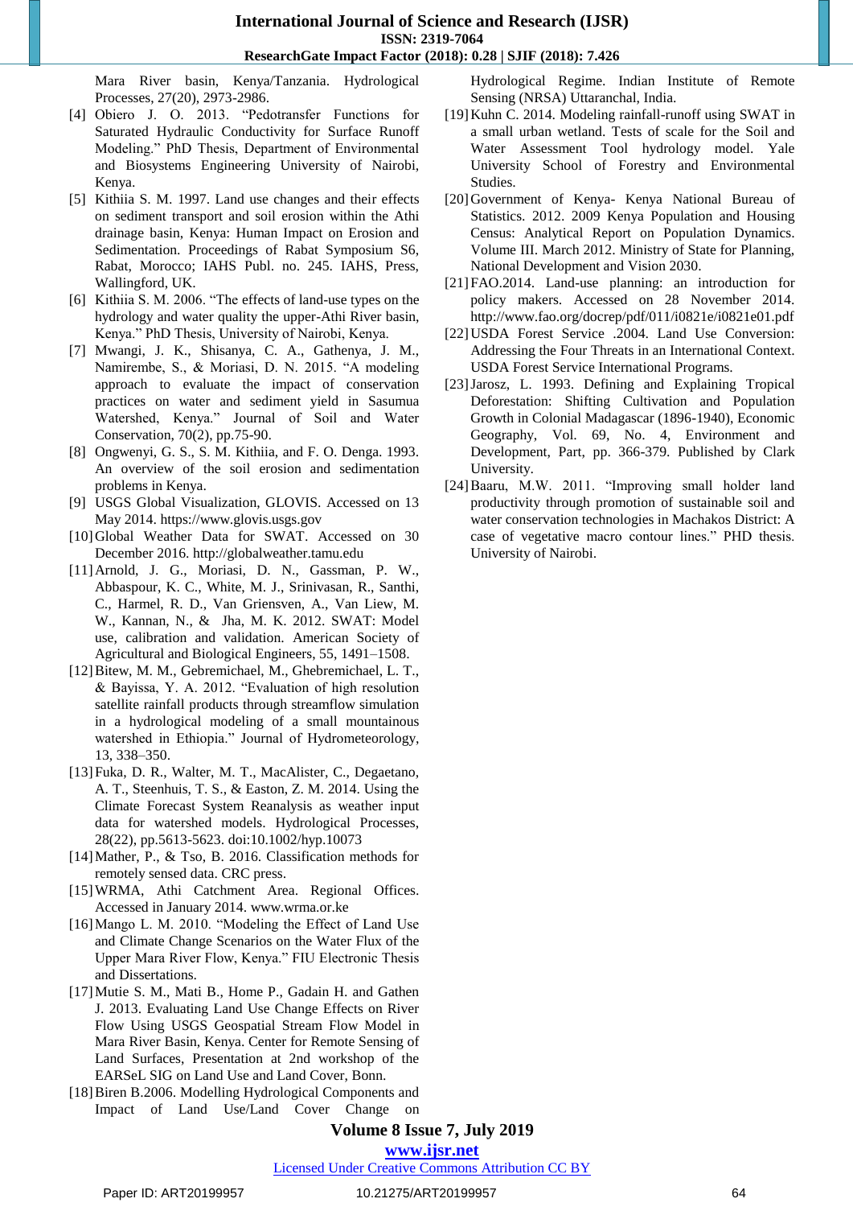Mara River basin, Kenya/Tanzania. Hydrological Processes, 27(20), 2973-2986.

[4] Obiero J. O. 2013. "Pedotransfer Functions for Saturated Hydraulic Conductivity for Surface Runoff Modeling." PhD Thesis, Department of Environmental and Biosystems Engineering University of Nairobi, Kenya.

[5] Kithiia S. M. 1997. Land use changes and their effects on sediment transport and soil erosion within the Athi drainage basin, Kenya: Human Impact on Erosion and Sedimentation. Proceedings of Rabat Symposium S6, Rabat, Morocco; IAHS Publ. no. 245. IAHS, Press, Wallingford, UK.

[6] Kithiia S. M. 2006. "The effects of land-use types on the hydrology and water quality the upper-Athi River basin, Kenya." PhD Thesis, University of Nairobi, Kenya.

[7] Mwangi, J. K., Shisanya, C. A., Gathenya, J. M., Namirembe, S., & Moriasi, D. N. 2015. "A modeling approach to evaluate the impact of conservation practices on water and sediment yield in Sasumua Watershed, Kenya." Journal of Soil and Water Conservation, 70(2), pp.75-90.

[8] Ongwenyi, G. S., S. M. Kithiia, and F. O. Denga. 1993. An overview of the soil erosion and sedimentation problems in Kenya.

[9] USGS Global Visualization, GLOVIS. Accessed on 13 May 2014. https://www.glovis.usgs.gov

[10] Global Weather Data for SWAT. Accessed on 30 December 2016. http://globalweather.tamu.edu

[11] Arnold, J. G., Moriasi, D. N., Gassman, P. W., Abbaspour, K. C., White, M. J., Srinivasan, R., Santhi, C., Harmel, R. D., Van Griensven, A., Van Liew, M. W., Kannan, N., & Jha, M. K. 2012. SWAT: Model use, calibration and validation. American Society of Agricultural and Biological Engineers, 55, 1491–1508.

[12] Bitew, M. M., Gebremichael, M., Ghebremichael, L. T., & Bayissa, Y. A. 2012. "Evaluation of high resolution satellite rainfall products through streamflow simulation in a hydrological modeling of a small mountainous watershed in Ethiopia." Journal of Hydrometeorology, 13, 338–350.

[13] Fuka, D. R., Walter, M. T., MacAlister, C., Degaetano, A. T., Steenhuis, T. S., & Easton, Z. M. 2014. Using the Climate Forecast System Reanalysis as weather input data for watershed models. Hydrological Processes, 28(22), pp.5613-5623. doi:10.1002/hyp.10073

[14] Mather, P., & Tso, B. 2016. Classification methods for remotely sensed data. CRC press.

[15] WRMA, Athi Catchment Area. Regional Offices. Accessed in January 2014. www.wrma.or.ke

[16] Mango L. M. 2010. "Modeling the Effect of Land Use and Climate Change Scenarios on the Water Flux of the Upper Mara River Flow, Kenya." FIU Electronic Thesis and Dissertations.

[17] Mutie S. M., Mati B., Home P., Gadain H. and Gathen J. 2013. Evaluating Land Use Change Effects on River Flow Using USGS Geospatial Stream Flow Model in Mara River Basin, Kenya. Center for Remote Sensing of Land Surfaces, Presentation at 2nd workshop of the EARSeL SIG on Land Use and Land Cover, Bonn.

[18] Biren B.2006. Modelling Hydrological Components and Impact of Land Use/Land Cover Change on Hydrological Regime. Indian Institute of Remote Sensing (NRSA) Uttaranchal, India.

[19] Kuhn C. 2014. Modeling rainfall-runoff using SWAT in a small urban wetland. Tests of scale for the Soil and Water Assessment Tool hydrology model. Yale University School of Forestry and Environmental Studies.

[20] Government of Kenya- Kenya National Bureau of Statistics. 2012. 2009 Kenya Population and Housing Census: Analytical Report on Population Dynamics. Volume III. March 2012. Ministry of State for Planning, National Development and Vision 2030.

[21] FAO.2014. Land-use planning: an introduction for policy makers. Accessed on 28 November 2014. http://www.fao.org/docrep/pdf/011/i0821e/i0821e01.pdf

[22] USDA Forest Service .2004. Land Use Conversion: Addressing the Four Threats in an International Context. USDA Forest Service International Programs.

[23] Jarosz, L. 1993. Defining and Explaining Tropical Deforestation: Shifting Cultivation and Population Growth in Colonial Madagascar (1896-1940), Economic Geography, Vol. 69, No. 4, Environment and Development, Part, pp. 366-379. Published by Clark University.

[24] Baaru, M.W. 2011. "Improving small holder land productivity through promotion of sustainable soil and water conservation technologies in Machakos District: A case of vegetative macro contour lines." PHD thesis. University of Nairobi.